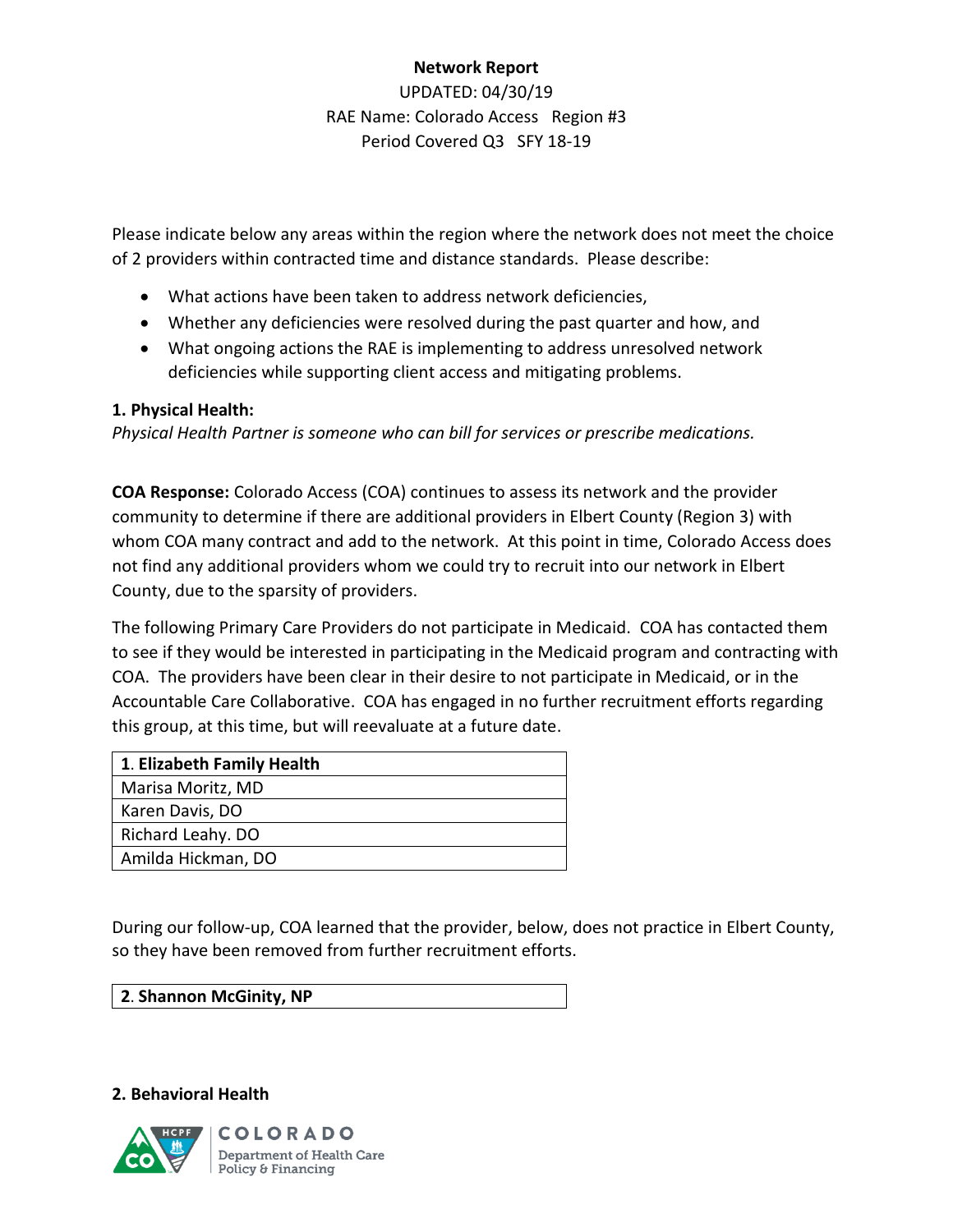**Network Report**

UPDATED: 04/30/19

RAE Name: Colorado Access Region #3

Period Covered Q3 SFY 18-19

Please indicate below any areas within the region where the network does not meet the choice of 2 providers within contracted time and distance standards. Please describe:

- What actions have been taken to address network deficiencies,
- Whether any deficiencies were resolved during the past quarter and how, and
- What ongoing actions the RAE is implementing to address unresolved network deficiencies while supporting client access and mitigating problems.

**1. Physical Health:**

*Physical Health Partner is someone who can bill for services or prescribe medications.*

**COA Response:** Colorado Access (COA) continues to assess its network and the provider community to determine if there are additional providers in Elbert County (Region 3) with whom COA many contract and add to the network. At this point in time, Colorado Access does not find any additional providers whom we could try to recruit into our network in Elbert County, due to the sparsity of providers.

The following Primary Care Providers do not participate in Medicaid. COA has contacted them to see if they would be interested in participating in the Medicaid program and contracting with COA. The providers have been clear in their desire to not participate in Medicaid, or in the Accountable Care Collaborative. COA has engaged in no further recruitment efforts regarding this group, at this time, but will reevaluate at a future date.

| 1. **Elizabeth Family Health** |
|---|
| Marisa Moritz, MD |
| Karen Davis, DO |
| Richard Leahy. DO |
| Amilda Hickman, DO |

During our follow-up, COA learned that the provider, below, does not practice in Elbert County, so they have been removed from further recruitment efforts.

| 2. **Shannon McGinity, NP** |
|---|

**2. Behavioral Health**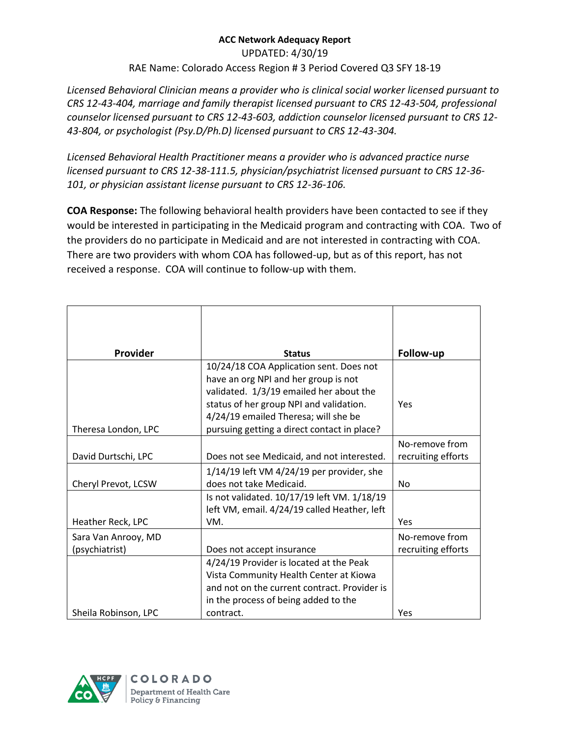**ACC Network Adequacy Report**

UPDATED: 4/30/19

RAE Name: Colorado Access Region # 3 Period Covered Q3 SFY 18-19

*Licensed Behavioral Clinician means a provider who is clinical social worker licensed pursuant to CRS 12-43-404, marriage and family therapist licensed pursuant to CRS 12-43-504, professional counselor licensed pursuant to CRS 12-43-603, addiction counselor licensed pursuant to CRS 12-43-804, or psychologist (Psy.D/Ph.D) licensed pursuant to CRS 12-43-304.*

*Licensed Behavioral Health Practitioner means a provider who is advanced practice nurse licensed pursuant to CRS 12-38-111.5, physician/psychiatrist licensed pursuant to CRS 12-36-101, or physician assistant license pursuant to CRS 12-36-106.*

**COA Response:** The following behavioral health providers have been contacted to see if they would be interested in participating in the Medicaid program and contracting with COA. Two of the providers do no participate in Medicaid and are not interested in contracting with COA. There are two providers with whom COA has followed-up, but as of this report, has not received a response. COA will continue to follow-up with them.

| Provider | Status | Follow-up |
|---|---|---|
| Theresa London, LPC | 10/24/18 COA Application sent. Does not have an org NPI and her group is not validated. 1/3/19 emailed her about the status of her group NPI and validation. 4/24/19 emailed Theresa; will she be pursuing getting a direct contact in place? | Yes |
| David Durtschi, LPC | Does not see Medicaid, and not interested. | No-remove from recruiting efforts |
| Cheryl Prevot, LCSW | 1/14/19 left VM 4/24/19 per provider, she does not take Medicaid. | No |
| Heather Reck, LPC | Is not validated. 10/17/19 left VM. 1/18/19 left VM, email. 4/24/19 called Heather, left VM. | Yes |
| Sara Van Anrooy, MD (psychiatrist) | Does not accept insurance | No-remove from recruiting efforts |
| Sheila Robinson, LPC | 4/24/19 Provider is located at the Peak Vista Community Health Center at Kiowa and not on the current contract. Provider is in the process of being added to the contract. | Yes |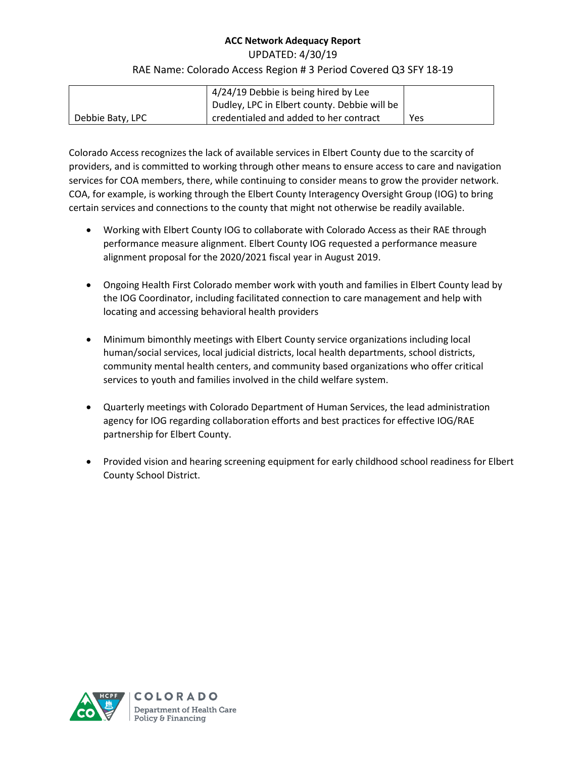| Debbie Baty, LPC | 4/24/19 Debbie is being hired by Lee Dudley, LPC in Elbert county. Debbie will be credentialed and added to her contract | Yes |
|---|---|---|

Colorado Access recognizes the lack of available services in Elbert County due to the scarcity of providers, and is committed to working through other means to ensure access to care and navigation services for COA members, there, while continuing to consider means to grow the provider network. COA, for example, is working through the Elbert County Interagency Oversight Group (IOG) to bring certain services and connections to the county that might not otherwise be readily available.

- Working with Elbert County IOG to collaborate with Colorado Access as their RAE through performance measure alignment. Elbert County IOG requested a performance measure alignment proposal for the 2020/2021 fiscal year in August 2019.

- Ongoing Health First Colorado member work with youth and families in Elbert County lead by the IOG Coordinator, including facilitated connection to care management and help with locating and accessing behavioral health providers

- Minimum bimonthly meetings with Elbert County service organizations including local human/social services, local judicial districts, local health departments, school districts, community mental health centers, and community based organizations who offer critical services to youth and families involved in the child welfare system.

- Quarterly meetings with Colorado Department of Human Services, the lead administration agency for IOG regarding collaboration efforts and best practices for effective IOG/RAE partnership for Elbert County.

- Provided vision and hearing screening equipment for early childhood school readiness for Elbert County School District.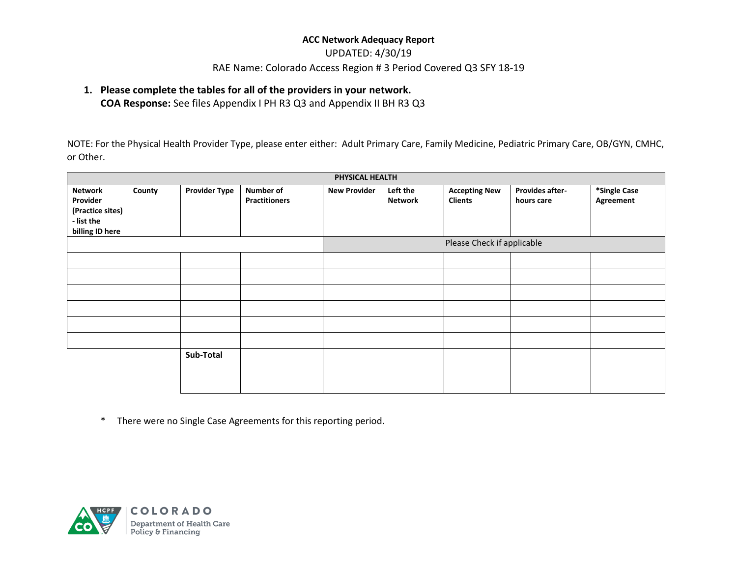**ACC Network Adequacy Report**

UPDATED: 4/30/19

RAE Name: Colorado Access Region # 3 Period Covered Q3 SFY 18-19

1. **Please complete the tables for all of the providers in your network.**
   **COA Response:** See files Appendix I PH R3 Q3 and Appendix II BH R3 Q3

NOTE: For the Physical Health Provider Type, please enter either: Adult Primary Care, Family Medicine, Pediatric Primary Care, OB/GYN, CMHC, or Other.

| PHYSICAL HEALTH | | | | | | | | |
|---|---|---|---|---|---|---|---|---|
| **Network Provider (Practice sites) - list the billing ID here** | **County** | **Provider Type** | **Number of Practitioners** | **New Provider** | **Left the Network** | **Accepting New Clients** | **Provides after-hours care** | ***Single Case Agreement** |
| | | | | Please Check if applicable | | | | |
| | | | | | | | | |
| | | | | | | | | |
| | | | | | | | | |
| | | | | | | | | |
| | | | | | | | | |
| | | | | | | | | |
| | | **Sub-Total** | | | | | | |

\* There were no Single Case Agreements for this reporting period.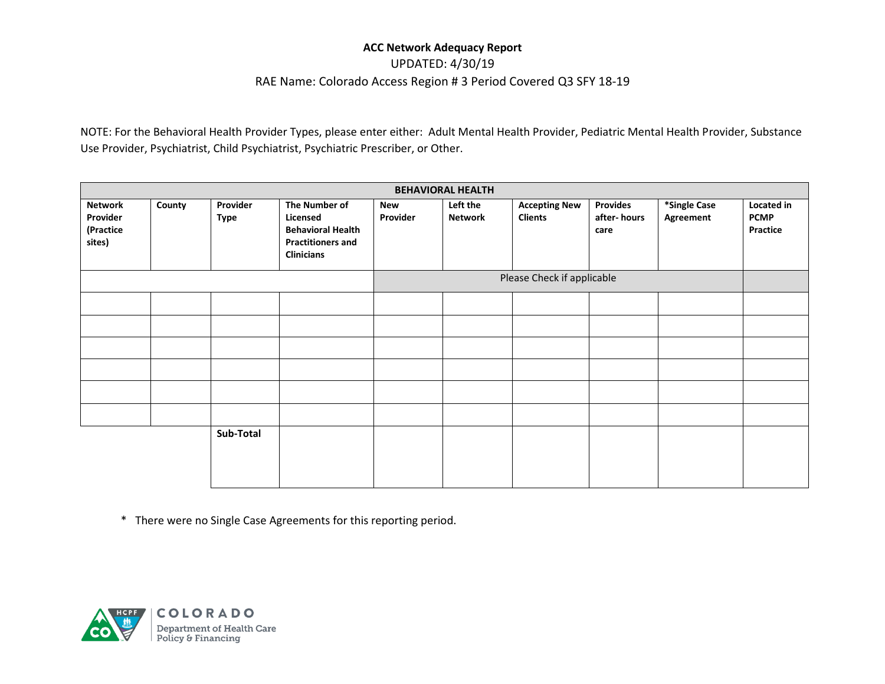**ACC Network Adequacy Report**

UPDATED: 4/30/19

RAE Name: Colorado Access Region # 3 Period Covered Q3 SFY 18-19

NOTE: For the Behavioral Health Provider Types, please enter either: Adult Mental Health Provider, Pediatric Mental Health Provider, Substance Use Provider, Psychiatrist, Child Psychiatrist, Psychiatric Prescriber, or Other.

| BEHAVIORAL HEALTH | | | | | | | | | |
|---|---|---|---|---|---|---|---|---|---|
| **Network Provider (Practice sites)** | **County** | **Provider Type** | **The Number of Licensed Behavioral Health Practitioners and Clinicians** | **New Provider** | **Left the Network** | **Accepting New Clients** | **Provides after- hours care** | ***Single Case Agreement** | **Located in PCMP Practice** |
| | | | | Please Check if applicable | | | | | |
| | | | | | | | | | |
| | | | | | | | | | |
| | | | | | | | | | |
| | | | | | | | | | |
| | | | | | | | | | |
| | | | | | | | | | |
| | | **Sub-Total** | | | | | | | |

\* There were no Single Case Agreements for this reporting period.

COLORADO
Department of Health Care Policy & Financing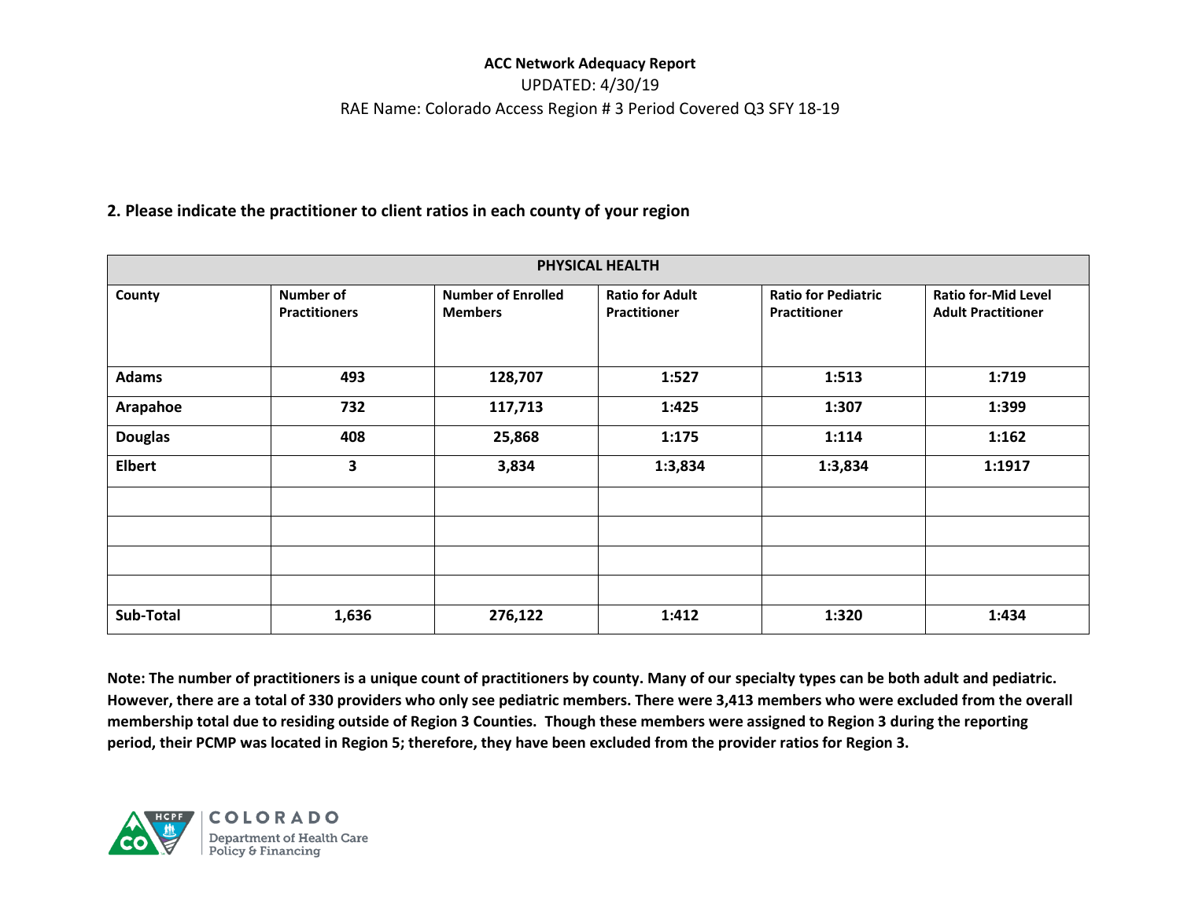**ACC Network Adequacy Report**

UPDATED: 4/30/19

RAE Name: Colorado Access Region # 3 Period Covered Q3 SFY 18-19

**2. Please indicate the practitioner to client ratios in each county of your region**

| PHYSICAL HEALTH | | | | | |
|---|---|---|---|---|---|
| **County** | **Number of Practitioners** | **Number of Enrolled Members** | **Ratio for Adult Practitioner** | **Ratio for Pediatric Practitioner** | **Ratio for-Mid Level Adult Practitioner** |
| **Adams** | **493** | **128,707** | **1:527** | **1:513** | **1:719** |
| **Arapahoe** | **732** | **117,713** | **1:425** | **1:307** | **1:399** |
| **Douglas** | **408** | **25,868** | **1:175** | **1:114** | **1:162** |
| **Elbert** | **3** | **3,834** | **1:3,834** | **1:3,834** | **1:1917** |
| | | | | | |
| | | | | | |
| | | | | | |
| | | | | | |
| **Sub-Total** | **1,636** | **276,122** | **1:412** | **1:320** | **1:434** |

**Note: The number of practitioners is a unique count of practitioners by county. Many of our specialty types can be both adult and pediatric. However, there are a total of 330 providers who only see pediatric members. There were 3,413 members who were excluded from the overall membership total due to residing outside of Region 3 Counties. Though these members were assigned to Region 3 during the reporting period, their PCMP was located in Region 5; therefore, they have been excluded from the provider ratios for Region 3.**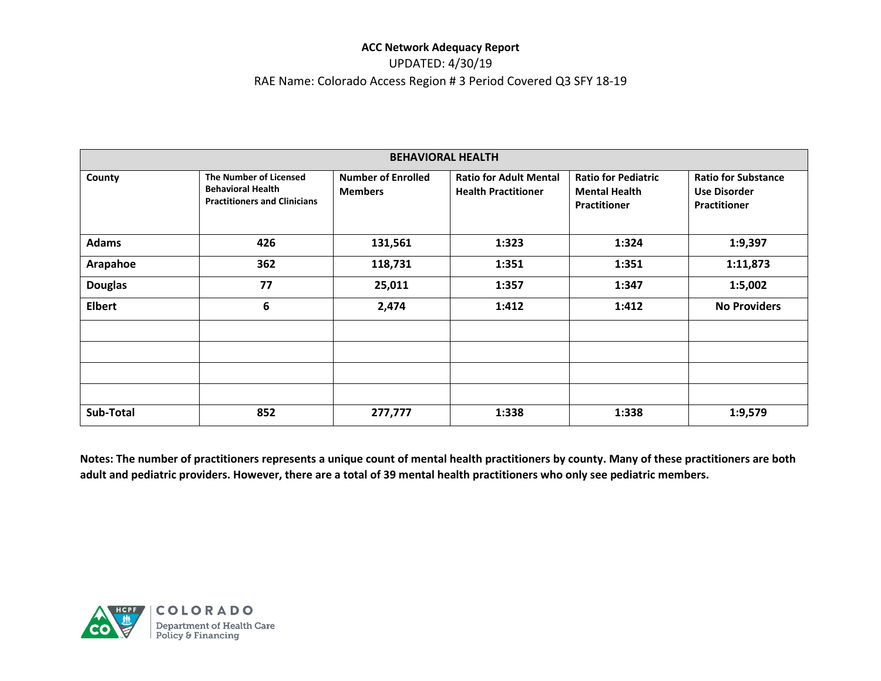**ACC Network Adequacy Report**

UPDATED: 4/30/19

RAE Name: Colorado Access Region # 3 Period Covered Q3 SFY 18-19

| BEHAVIORAL HEALTH | | | | | |
|---|---|---|---|---|---|
| **County** | **The Number of Licensed Behavioral Health Practitioners and Clinicians** | **Number of Enrolled Members** | **Ratio for Adult Mental Health Practitioner** | **Ratio for Pediatric Mental Health Practitioner** | **Ratio for Substance Use Disorder Practitioner** |
| **Adams** | **426** | **131,561** | **1:323** | **1:324** | **1:9,397** |
| **Arapahoe** | **362** | **118,731** | **1:351** | **1:351** | **1:11,873** |
| **Douglas** | **77** | **25,011** | **1:357** | **1:347** | **1:5,002** |
| **Elbert** | **6** | **2,474** | **1:412** | **1:412** | **No Providers** |
| | | | | | |
| | | | | | |
| | | | | | |
| | | | | | |
| **Sub-Total** | **852** | **277,777** | **1:338** | **1:338** | **1:9,579** |

**Notes: The number of practitioners represents a unique count of mental health practitioners by county. Many of these practitioners are both adult and pediatric providers. However, there are a total of 39 mental health practitioners who only see pediatric members.**

COLORADO Department of Health Care Policy & Financing